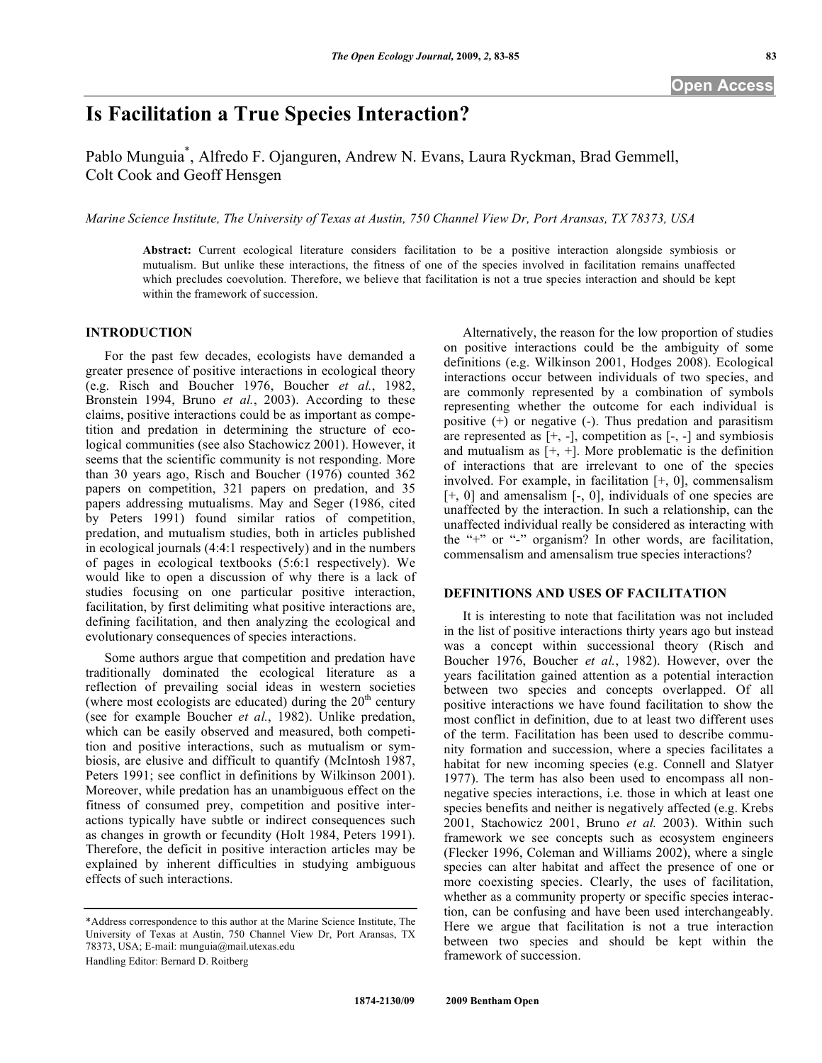# Is Facilitation a True Species Interaction?

Pablo Munguia*, Alfredo F. Ojanguren, Andrew N. Evans, Laura Ryckman, Brad Gemmell, Colt Cook and Geoff Hensgen

*Marine Science Institute, The University of Texas at Austin, 750 Channel View Dr, Port Aransas, TX 78373, USA*

**Abstract:** Current ecological literature considers facilitation to be a positive interaction alongside symbiosis or mutualism. But unlike these interactions, the fitness of one of the species involved in facilitation remains unaffected which precludes coevolution. Therefore, we believe that facilitation is not a true species interaction and should be kept within the framework of succession.

## INTRODUCTION

For the past few decades, ecologists have demanded a greater presence of positive interactions in ecological theory (e.g. Risch and Boucher 1976, Boucher *et al.*, 1982, Bronstein 1994, Bruno *et al.*, 2003). According to these claims, positive interactions could be as important as competition and predation in determining the structure of ecological communities (see also Stachowicz 2001). However, it seems that the scientific community is not responding. More than 30 years ago, Risch and Boucher (1976) counted 362 papers on competition, 321 papers on predation, and 35 papers addressing mutualisms. May and Seger (1986, cited by Peters 1991) found similar ratios of competition, predation, and mutualism studies, both in articles published in ecological journals (4:4:1 respectively) and in the numbers of pages in ecological textbooks (5:6:1 respectively). We would like to open a discussion of why there is a lack of studies focusing on one particular positive interaction, facilitation, by first delimiting what positive interactions are, defining facilitation, and then analyzing the ecological and evolutionary consequences of species interactions.

Some authors argue that competition and predation have traditionally dominated the ecological literature as a reflection of prevailing social ideas in western societies (where most ecologists are educated) during the 20th century (see for example Boucher *et al.*, 1982). Unlike predation, which can be easily observed and measured, both competition and positive interactions, such as mutualism or symbiosis, are elusive and difficult to quantify (McIntosh 1987, Peters 1991; see conflict in definitions by Wilkinson 2001). Moreover, while predation has an unambiguous effect on the fitness of consumed prey, competition and positive interactions typically have subtle or indirect consequences such as changes in growth or fecundity (Holt 1984, Peters 1991). Therefore, the deficit in positive interaction articles may be explained by inherent difficulties in studying ambiguous effects of such interactions.

Alternatively, the reason for the low proportion of studies on positive interactions could be the ambiguity of some definitions (e.g. Wilkinson 2001, Hodges 2008). Ecological interactions occur between individuals of two species, and are commonly represented by a combination of symbols representing whether the outcome for each individual is positive (+) or negative (-). Thus predation and parasitism are represented as [+, -], competition as [-, -] and symbiosis and mutualism as [+, +]. More problematic is the definition of interactions that are irrelevant to one of the species involved. For example, in facilitation [+, 0], commensalism [+, 0] and amensalism [-, 0], individuals of one species are unaffected by the interaction. In such a relationship, can the unaffected individual really be considered as interacting with the "+" or "-" organism? In other words, are facilitation, commensalism and amensalism true species interactions?

## DEFINITIONS AND USES OF FACILITATION

It is interesting to note that facilitation was not included in the list of positive interactions thirty years ago but instead was a concept within successional theory (Risch and Boucher 1976, Boucher *et al.*, 1982). However, over the years facilitation gained attention as a potential interaction between two species and concepts overlapped. Of all positive interactions we have found facilitation to show the most conflict in definition, due to at least two different uses of the term. Facilitation has been used to describe community formation and succession, where a species facilitates a habitat for new incoming species (e.g. Connell and Slatyer 1977). The term has also been used to encompass all non-negative species interactions, i.e. those in which at least one species benefits and neither is negatively affected (e.g. Krebs 2001, Stachowicz 2001, Bruno *et al.* 2003). Within such framework we see concepts such as ecosystem engineers (Flecker 1996, Coleman and Williams 2002), where a single species can alter habitat and affect the presence of one or more coexisting species. Clearly, the uses of facilitation, whether as a community property or specific species interaction, can be confusing and have been used interchangeably. Here we argue that facilitation is not a true interaction between two species and should be kept within the framework of succession.

*Address correspondence to this author at the Marine Science Institute, The University of Texas at Austin, 750 Channel View Dr, Port Aransas, TX 78373, USA; E-mail: munguia@mail.utexas.edu

Handling Editor: Bernard D. Roitberg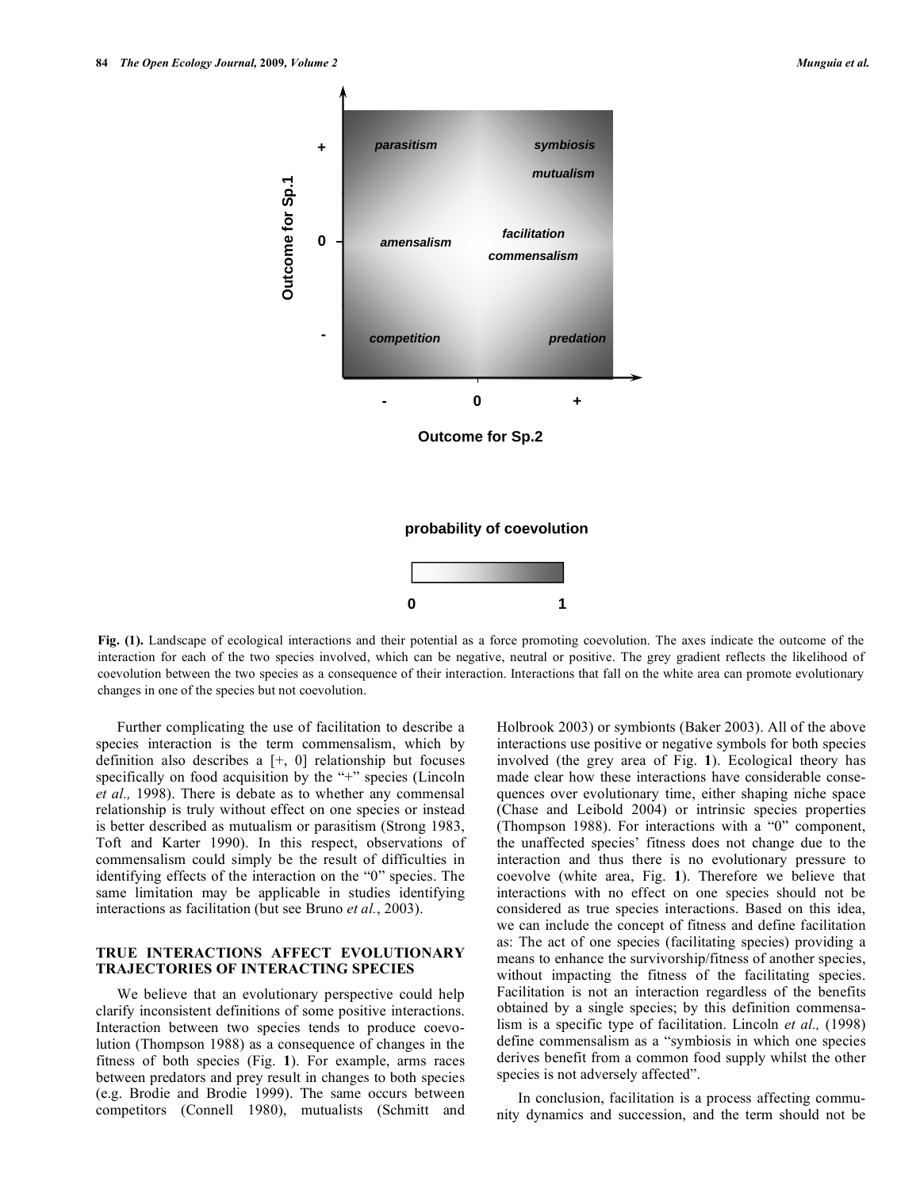Fig. (1). Landscape of ecological interactions and their potential as a force promoting coevolution. The axes indicate the outcome of the interaction for each of the two species involved, which can be negative, neutral or positive. The grey gradient reflects the likelihood of coevolution between the two species as a consequence of their interaction. Interactions that fall on the white area can promote evolutionary changes in one of the species but not coevolution.

Further complicating the use of facilitation to describe a species interaction is the term commensalism, which by definition also describes a [+, 0] relationship but focuses specifically on food acquisition by the "+" species (Lincoln *et al.,* 1998). There is debate as to whether any commensal relationship is truly without effect on one species or instead is better described as mutualism or parasitism (Strong 1983, Toft and Karter 1990). In this respect, observations of commensalism could simply be the result of difficulties in identifying effects of the interaction on the "0" species. The same limitation may be applicable in studies identifying interactions as facilitation (but see Bruno *et al.*, 2003).

## TRUE INTERACTIONS AFFECT EVOLUTIONARY TRAJECTORIES OF INTERACTING SPECIES

We believe that an evolutionary perspective could help clarify inconsistent definitions of some positive interactions. Interaction between two species tends to produce coevolution (Thompson 1988) as a consequence of changes in the fitness of both species (Fig. **1**). For example, arms races between predators and prey result in changes to both species (e.g. Brodie and Brodie 1999). The same occurs between competitors (Connell 1980), mutualists (Schmitt and Holbrook 2003) or symbionts (Baker 2003). All of the above interactions use positive or negative symbols for both species involved (the grey area of Fig. **1**). Ecological theory has made clear how these interactions have considerable consequences over evolutionary time, either shaping niche space (Chase and Leibold 2004) or intrinsic species properties (Thompson 1988). For interactions with a "0" component, the unaffected species' fitness does not change due to the interaction and thus there is no evolutionary pressure to coevolve (white area, Fig. **1**). Therefore we believe that interactions with no effect on one species should not be considered as true species interactions. Based on this idea, we can include the concept of fitness and define facilitation as: The act of one species (facilitating species) providing a means to enhance the survivorship/fitness of another species, without impacting the fitness of the facilitating species. Facilitation is not an interaction regardless of the benefits obtained by a single species; by this definition commensalism is a specific type of facilitation. Lincoln *et al.,* (1998) define commensalism as a "symbiosis in which one species derives benefit from a common food supply whilst the other species is not adversely affected".

In conclusion, facilitation is a process affecting community dynamics and succession, and the term should not be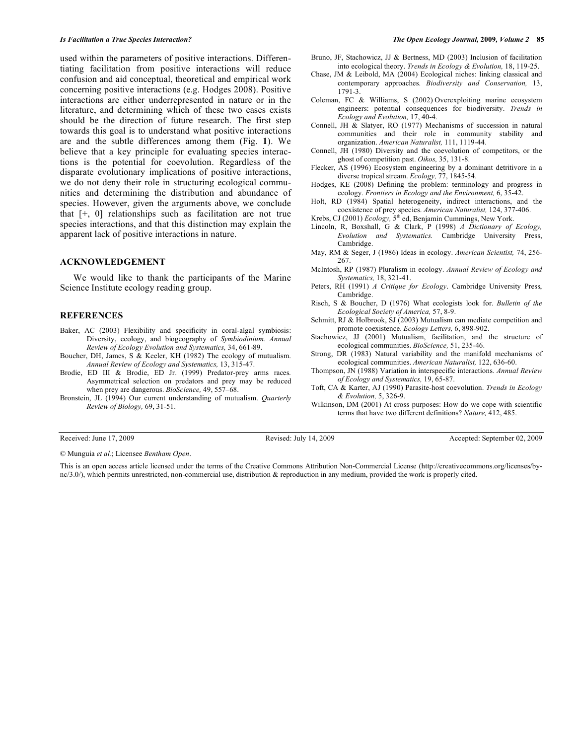used within the parameters of positive interactions. Differentiating facilitation from positive interactions will reduce confusion and aid conceptual, theoretical and empirical work concerning positive interactions (e.g. Hodges 2008). Positive interactions are either underrepresented in nature or in the literature, and determining which of these two cases exists should be the direction of future research. The first step towards this goal is to understand what positive interactions are and the subtle differences among them (Fig. **1**). We believe that a key principle for evaluating species interactions is the potential for coevolution. Regardless of the disparate evolutionary implications of positive interactions, we do not deny their role in structuring ecological communities and determining the distribution and abundance of species. However, given the arguments above, we conclude that [+, 0] relationships such as facilitation are not true species interactions, and that this distinction may explain the apparent lack of positive interactions in nature.

## ACKNOWLEDGEMENT

We would like to thank the participants of the Marine Science Institute ecology reading group.

## REFERENCES

Baker, AC (2003) Flexibility and specificity in coral-algal symbiosis: Diversity, ecology, and biogeography of *Symbiodinium*. *Annual Review of Ecology Evolution and Systematics,* 34, 661-89.

Boucher, DH, James, S & Keeler, KH (1982) The ecology of mutualism. *Annual Review of Ecology and Systematics,* 13, 315-47.

Brodie, ED III & Brodie, ED Jr. (1999) Predator-prey arms races. Asymmetrical selection on predators and prey may be reduced when prey are dangerous. *BioScience,* 49, 557–68.

Bronstein, JL (1994) Our current understanding of mutualism. *Quarterly Review of Biology,* 69, 31-51.

Bruno, JF, Stachowicz, JJ & Bertness, MD (2003) Inclusion of facilitation into ecological theory. *Trends in Ecology & Evolution,* 18, 119-25.

Chase, JM & Leibold, MA (2004) Ecological niches: linking classical and contemporary approaches. *Biodiversity and Conservation,* 13, 1791-3.

Coleman, FC & Williams, S (2002) Overexploiting marine ecosystem engineers: potential consequences for biodiversity. *Trends in Ecology and Evolution,* 17, 40-4.

Connell, JH & Slatyer, RO (1977) Mechanisms of succession in natural communities and their role in community stability and organization. *American Naturalist,* 111, 1119-44.

Connell, JH (1980) Diversity and the coevolution of competitors, or the ghost of competition past. *Oikos,* 35, 131-8.

Flecker, AS (1996) Ecosystem engineering by a dominant detritivore in a diverse tropical stream. *Ecology,* 77, 1845-54.

Hodges, KE (2008) Defining the problem: terminology and progress in ecology. *Frontiers in Ecology and the Environment,* 6, 35-42.

Holt, RD (1984) Spatial heterogeneity, indirect interactions, and the coexistence of prey species. *American Naturalist,* 124, 377-406.

Krebs, CJ (2001) *Ecology,* 5th ed, Benjamin Cummings, New York.

Lincoln, R, Boxshall, G & Clark, P (1998) *A Dictionary of Ecology, Evolution and Systematics.* Cambridge University Press, Cambridge.

May, RM & Seger, J (1986) Ideas in ecology. *American Scientist,* 74, 256-267.

McIntosh, RP (1987) Pluralism in ecology. *Annual Review of Ecology and Systematics,* 18, 321-41.

Peters, RH (1991) *A Critique for Ecology*. Cambridge University Press, Cambridge.

Risch, S & Boucher, D (1976) What ecologists look for. *Bulletin of the Ecological Society of America,* 57, 8-9.

Schmitt, RJ & Holbrook, SJ (2003) Mutualism can mediate competition and promote coexistence. *Ecology Letters,* 6, 898-902.

Stachowicz, JJ (2001) Mutualism, facilitation, and the structure of ecological communities. *BioScience,* 51, 235-46.

Strong, DR (1983) Natural variability and the manifold mechanisms of ecological communities. *American Naturalist,* 122, 636-60.

Thompson, JN (1988) Variation in interspecific interactions. *Annual Review of Ecology and Systematics,* 19, 65-87.

Toft, CA & Karter, AJ (1990) Parasite-host coevolution. *Trends in Ecology & Evolution,* 5, 326-9.

Wilkinson, DM (2001) At cross purposes: How do we cope with scientific terms that have two different definitions? *Nature,* 412, 485.

Received: June 17, 2009 Revised: July 14, 2009 Accepted: September 02, 2009

© Munguia *et al.*; Licensee *Bentham Open*.

This is an open access article licensed under the terms of the Creative Commons Attribution Non-Commercial License (http://creativecommons.org/licenses/by-nc/3.0/), which permits unrestricted, non-commercial use, distribution & reproduction in any medium, provided the work is properly cited.